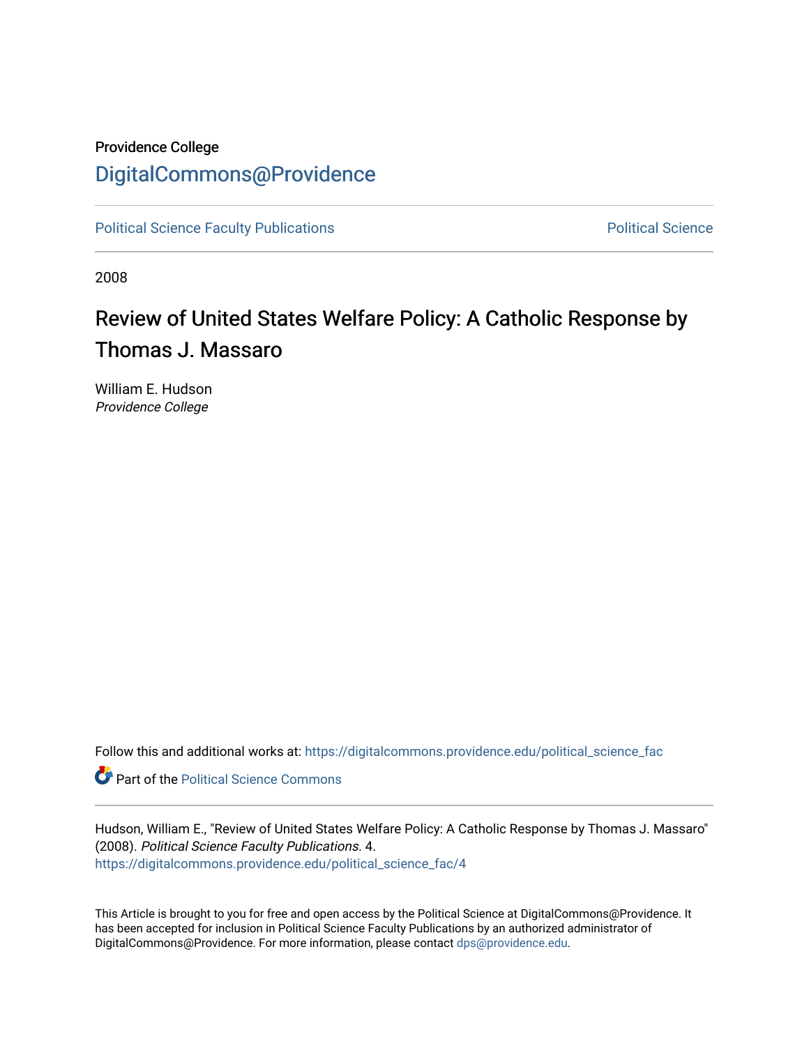Providence College

DigitalCommons@Providence

Political Science Faculty Publications | Political Science

2008

# Review of United States Welfare Policy: A Catholic Response by Thomas J. Massaro

William E. Hudson
*Providence College*

Follow this and additional works at: https://digitalcommons.providence.edu/political_science_fac

Part of the Political Science Commons

Hudson, William E., "Review of United States Welfare Policy: A Catholic Response by Thomas J. Massaro" (2008). *Political Science Faculty Publications*. 4.
https://digitalcommons.providence.edu/political_science_fac/4

This Article is brought to you for free and open access by the Political Science at DigitalCommons@Providence. It has been accepted for inclusion in Political Science Faculty Publications by an authorized administrator of DigitalCommons@Providence. For more information, please contact dps@providence.edu.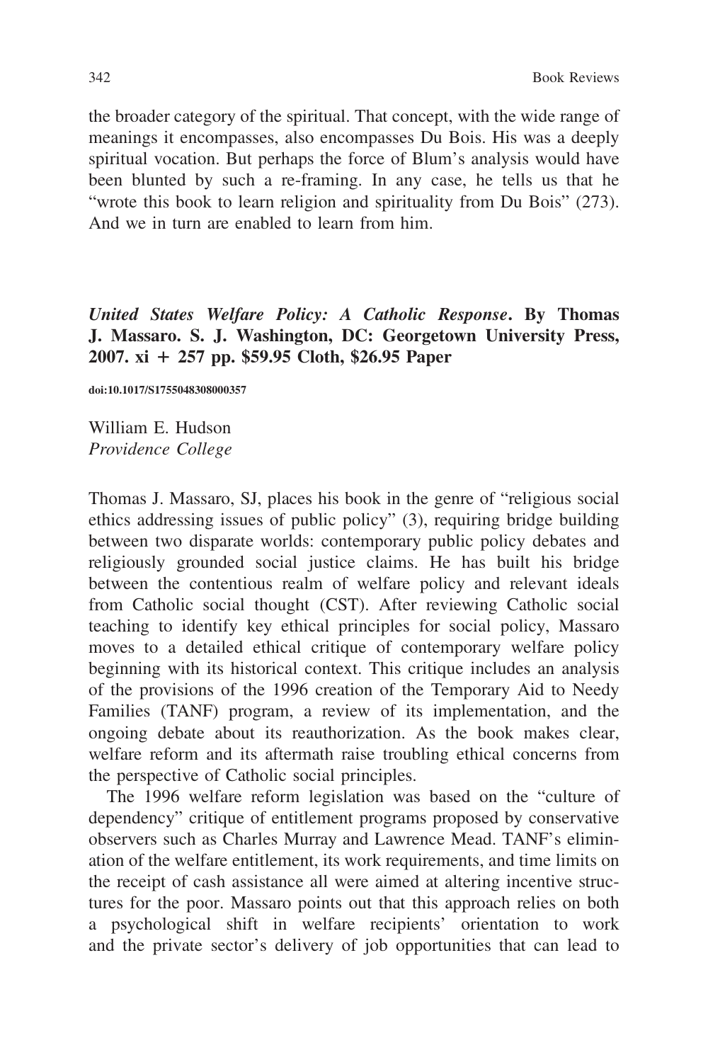the broader category of the spiritual. That concept, with the wide range of meanings it encompasses, also encompasses Du Bois. His was a deeply spiritual vocation. But perhaps the force of Blum's analysis would have been blunted by such a re-framing. In any case, he tells us that he "wrote this book to learn religion and spirituality from Du Bois" (273). And we in turn are enabled to learn from him.

***United States Welfare Policy: A Catholic Response*. By Thomas J. Massaro. S. J. Washington, DC: Georgetown University Press, 2007. xi + 257 pp. $59.95 Cloth, $26.95 Paper**

**doi:10.1017/S1755048308000357**

William E. Hudson
*Providence College*

Thomas J. Massaro, SJ, places his book in the genre of "religious social ethics addressing issues of public policy" (3), requiring bridge building between two disparate worlds: contemporary public policy debates and religiously grounded social justice claims. He has built his bridge between the contentious realm of welfare policy and relevant ideals from Catholic social thought (CST). After reviewing Catholic social teaching to identify key ethical principles for social policy, Massaro moves to a detailed ethical critique of contemporary welfare policy beginning with its historical context. This critique includes an analysis of the provisions of the 1996 creation of the Temporary Aid to Needy Families (TANF) program, a review of its implementation, and the ongoing debate about its reauthorization. As the book makes clear, welfare reform and its aftermath raise troubling ethical concerns from the perspective of Catholic social principles.

The 1996 welfare reform legislation was based on the "culture of dependency" critique of entitlement programs proposed by conservative observers such as Charles Murray and Lawrence Mead. TANF's elimination of the welfare entitlement, its work requirements, and time limits on the receipt of cash assistance all were aimed at altering incentive structures for the poor. Massaro points out that this approach relies on both a psychological shift in welfare recipients' orientation to work and the private sector's delivery of job opportunities that can lead to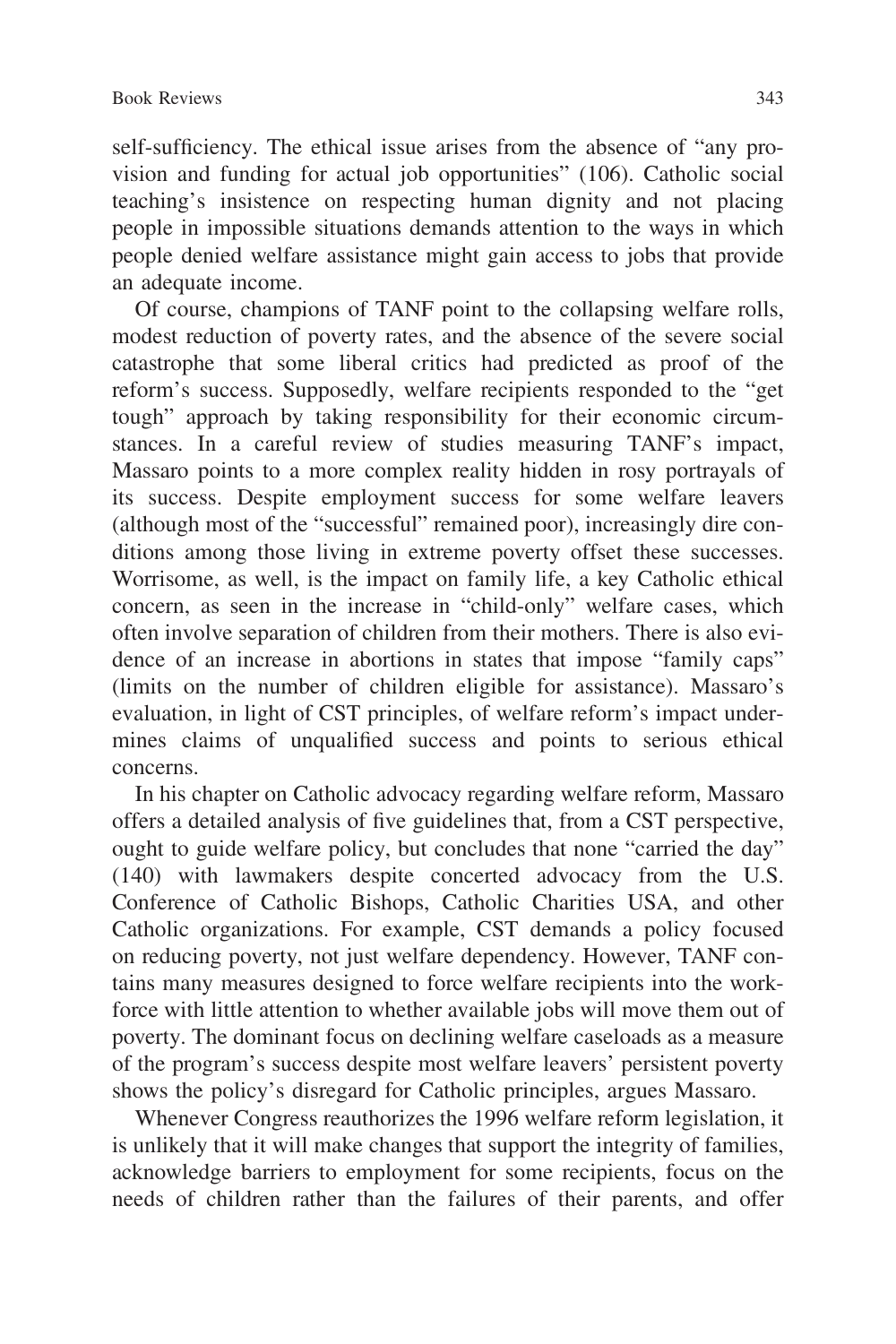self-sufficiency. The ethical issue arises from the absence of "any provision and funding for actual job opportunities" (106). Catholic social teaching's insistence on respecting human dignity and not placing people in impossible situations demands attention to the ways in which people denied welfare assistance might gain access to jobs that provide an adequate income.

Of course, champions of TANF point to the collapsing welfare rolls, modest reduction of poverty rates, and the absence of the severe social catastrophe that some liberal critics had predicted as proof of the reform's success. Supposedly, welfare recipients responded to the "get tough" approach by taking responsibility for their economic circumstances. In a careful review of studies measuring TANF's impact, Massaro points to a more complex reality hidden in rosy portrayals of its success. Despite employment success for some welfare leavers (although most of the "successful" remained poor), increasingly dire conditions among those living in extreme poverty offset these successes. Worrisome, as well, is the impact on family life, a key Catholic ethical concern, as seen in the increase in "child-only" welfare cases, which often involve separation of children from their mothers. There is also evidence of an increase in abortions in states that impose "family caps" (limits on the number of children eligible for assistance). Massaro's evaluation, in light of CST principles, of welfare reform's impact undermines claims of unqualified success and points to serious ethical concerns.

In his chapter on Catholic advocacy regarding welfare reform, Massaro offers a detailed analysis of five guidelines that, from a CST perspective, ought to guide welfare policy, but concludes that none "carried the day" (140) with lawmakers despite concerted advocacy from the U.S. Conference of Catholic Bishops, Catholic Charities USA, and other Catholic organizations. For example, CST demands a policy focused on reducing poverty, not just welfare dependency. However, TANF contains many measures designed to force welfare recipients into the workforce with little attention to whether available jobs will move them out of poverty. The dominant focus on declining welfare caseloads as a measure of the program's success despite most welfare leavers' persistent poverty shows the policy's disregard for Catholic principles, argues Massaro.

Whenever Congress reauthorizes the 1996 welfare reform legislation, it is unlikely that it will make changes that support the integrity of families, acknowledge barriers to employment for some recipients, focus on the needs of children rather than the failures of their parents, and offer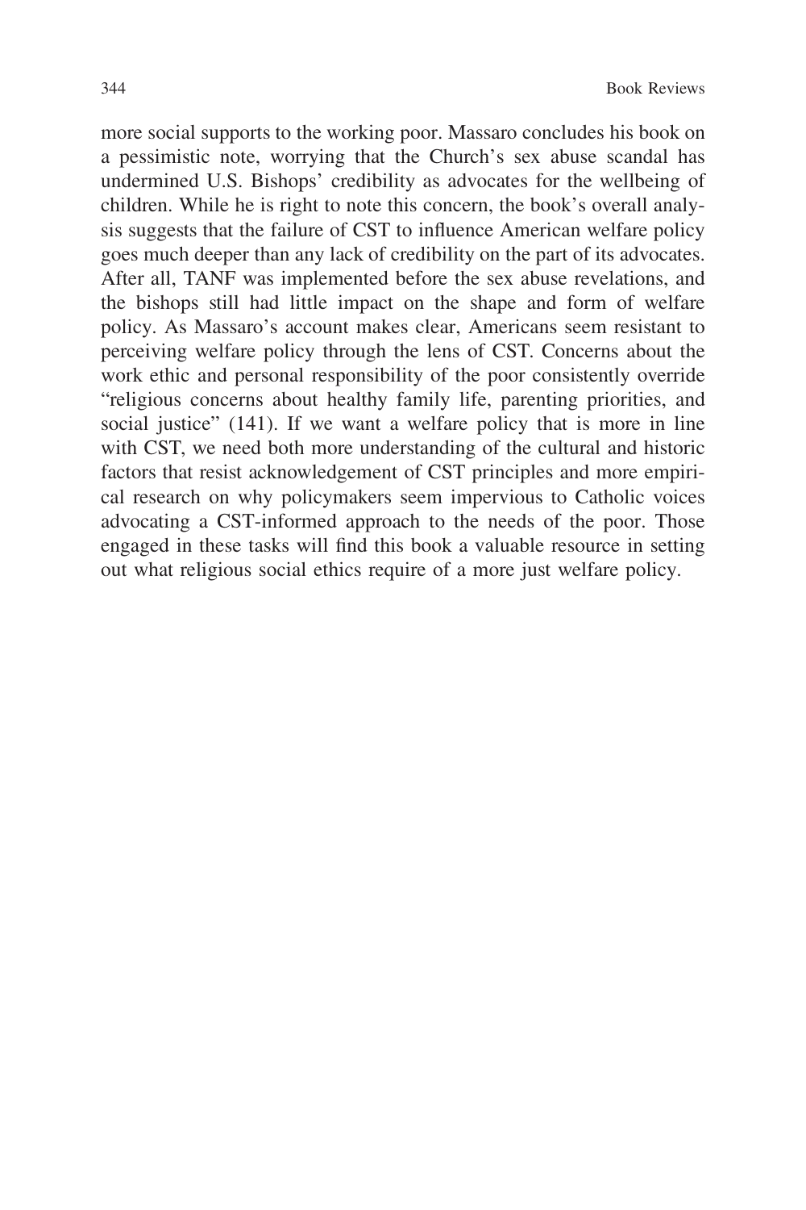more social supports to the working poor. Massaro concludes his book on a pessimistic note, worrying that the Church's sex abuse scandal has undermined U.S. Bishops' credibility as advocates for the wellbeing of children. While he is right to note this concern, the book's overall analysis suggests that the failure of CST to influence American welfare policy goes much deeper than any lack of credibility on the part of its advocates. After all, TANF was implemented before the sex abuse revelations, and the bishops still had little impact on the shape and form of welfare policy. As Massaro's account makes clear, Americans seem resistant to perceiving welfare policy through the lens of CST. Concerns about the work ethic and personal responsibility of the poor consistently override "religious concerns about healthy family life, parenting priorities, and social justice" (141). If we want a welfare policy that is more in line with CST, we need both more understanding of the cultural and historic factors that resist acknowledgement of CST principles and more empirical research on why policymakers seem impervious to Catholic voices advocating a CST-informed approach to the needs of the poor. Those engaged in these tasks will find this book a valuable resource in setting out what religious social ethics require of a more just welfare policy.